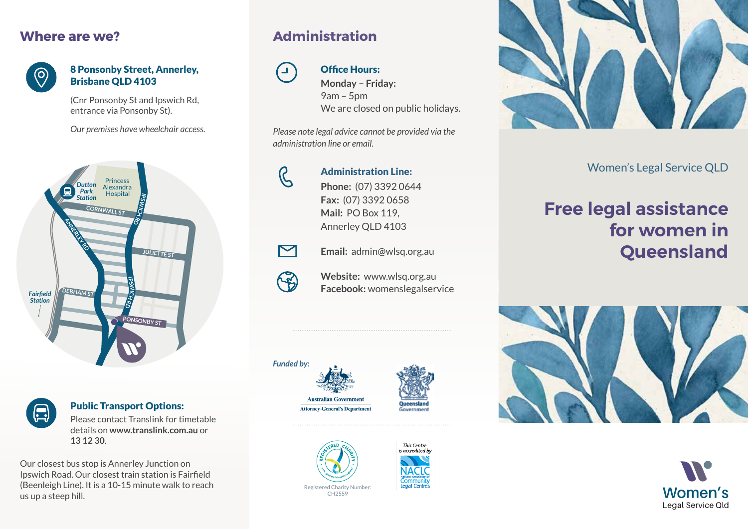## Where are we?

**8 Ponsonby Street, Annerley, Brisbane QLD 4103**

(Cnr Ponsonby St and Ipswich Rd, entrance via Ponsonby St).

*Our premises have wheelchair access.*

**Public Transport Options:**

Please contact Translink for timetable details on **www.translink.com.au** or **13 12 30**.

Our closest bus stop is Annerley Junction on Ipswich Road. Our closest train station is Fairfield (Beenleigh Line). It is a 10-15 minute walk to reach us up a steep hill.

## Administration

**Office Hours:**
**Monday – Friday:**
9am – 5pm
We are closed on public holidays.

*Please note legal advice cannot be provided via the administration line or email.*

**Administration Line:**
**Phone:** (07) 3392 0644
**Fax:** (07) 3392 0658
**Mail:** PO Box 119, Annerley QLD 4103

**Email:** admin@wlsq.org.au

**Website:** www.wlsq.org.au
**Facebook:** womenslegalservice

*Funded by:*

Australian Government Attorney-General's Department

Queensland Government

Registered Charity Number: CH2559

*This Centre is accredited by* NACLC National Association of Community Legal Centres

Women's Legal Service QLD

# Free legal assistance for women in Queensland

Women's Legal Service Qld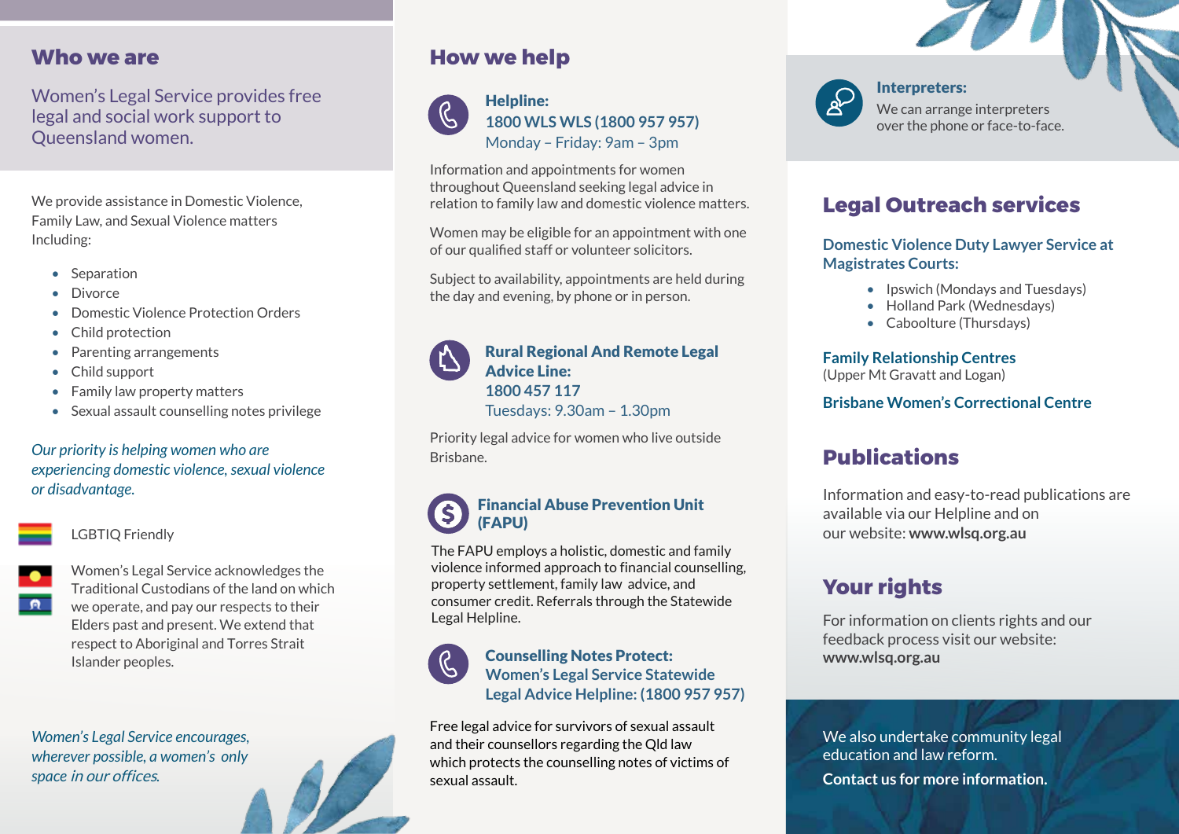## Who we are

Women's Legal Service provides free legal and social work support to Queensland women.

We provide assistance in Domestic Violence, Family Law, and Sexual Violence matters Including:

- Separation
- Divorce
- Domestic Violence Protection Orders
- Child protection
- Parenting arrangements
- Child support
- Family law property matters
- Sexual assault counselling notes privilege

*Our priority is helping women who are experiencing domestic violence, sexual violence or disadvantage.*

LGBTIQ Friendly

Women's Legal Service acknowledges the Traditional Custodians of the land on which we operate, and pay our respects to their Elders past and present. We extend that respect to Aboriginal and Torres Strait Islander peoples.

*Women's Legal Service encourages, wherever possible, a women's only space in our offices.*

## How we help

**Helpline:**
**1800 WLS WLS (1800 957 957)**
Monday – Friday: 9am – 3pm

Information and appointments for women throughout Queensland seeking legal advice in relation to family law and domestic violence matters.

Women may be eligible for an appointment with one of our qualified staff or volunteer solicitors.

Subject to availability, appointments are held during the day and evening, by phone or in person.

**Rural Regional And Remote Legal Advice Line:**
**1800 457 117**
Tuesdays: 9.30am – 1.30pm

Priority legal advice for women who live outside Brisbane.

**Financial Abuse Prevention Unit (FAPU)**

The FAPU employs a holistic, domestic and family violence informed approach to financial counselling, property settlement, family law advice, and consumer credit. Referrals through the Statewide Legal Helpline.

**Counselling Notes Protect:**
**Women's Legal Service Statewide Legal Advice Helpline: (1800 957 957)**

Free legal advice for survivors of sexual assault and their counsellors regarding the Qld law which protects the counselling notes of victims of sexual assault.

**Interpreters:**
We can arrange interpreters over the phone or face-to-face.

## Legal Outreach services

**Domestic Violence Duty Lawyer Service at Magistrates Courts:**

- Ipswich (Mondays and Tuesdays)
- Holland Park (Wednesdays)
- Caboolture (Thursdays)

**Family Relationship Centres**
(Upper Mt Gravatt and Logan)

**Brisbane Women's Correctional Centre**

## Publications

Information and easy-to-read publications are available via our Helpline and on our website: **www.wlsq.org.au**

## Your rights

For information on clients rights and our feedback process visit our website:
**www.wlsq.org.au**

We also undertake community legal education and law reform.

**Contact us for more information.**